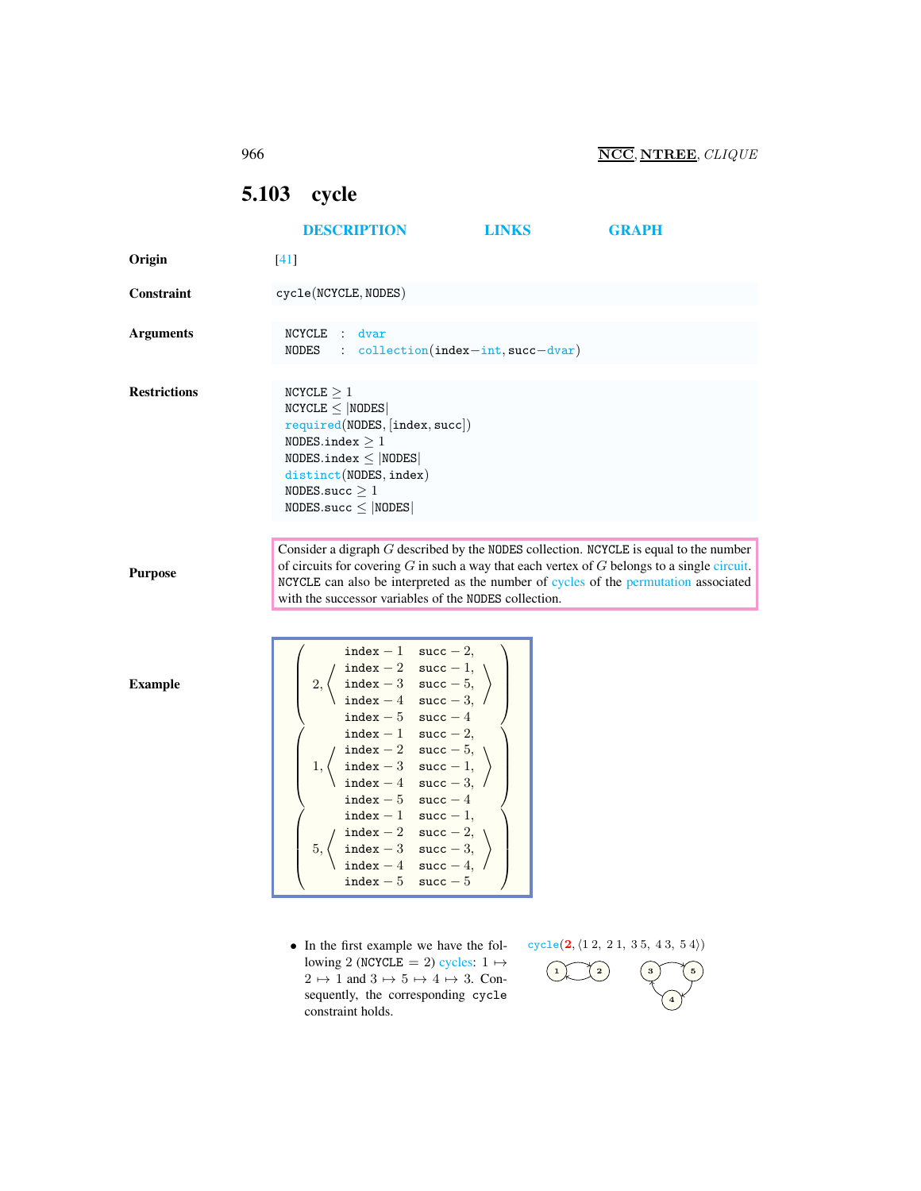NCC, NTREE, *CLIQUE*

## 5.103 cycle

DESCRIPTION LINKS GRAPH

**Origin** [41]

**Constraint** `cycle(NCYCLE, NODES)`

**Arguments**

```
NCYCLE : dvar
NODES  : collection(index-int, succ-dvar)
```

**Restrictions**

```
NCYCLE ≥ 1
NCYCLE ≤ |NODES|
required(NODES, [index, succ])
NODES.index ≥ 1
NODES.index ≤ |NODES|
distinct(NODES, index)
NODES.succ ≥ 1
NODES.succ ≤ |NODES|
```

**Purpose**

Consider a digraph $G$ described by the NODES collection. NCYCLE is equal to the number of circuits for covering $G$ in such a way that each vertex of $G$ belongs to a single circuit. NCYCLE can also be interpreted as the number of cycles of the permutation associated with the successor variables of the NODES collection.

**Example**

```
( 2, ⟨ index-1 succ-2,
       index-2 succ-1,
       index-3 succ-5,
       index-4 succ-3,
       index-5 succ-4 ⟩ )
( 1, ⟨ index-1 succ-2,
       index-2 succ-5,
       index-3 succ-1,
       index-4 succ-3,
       index-5 succ-4 ⟩ )
( 5, ⟨ index-1 succ-1,
       index-2 succ-2,
       index-3 succ-3,
       index-4 succ-4,
       index-5 succ-5 ⟩ )
```

- In the first example we have the following 2 (NCYCLE = 2) cycles: $1 \mapsto 2 \mapsto 1$ and $3 \mapsto 5 \mapsto 4 \mapsto 3$. Consequently, the corresponding cycle constraint holds.

cycle(**2**, ⟨1 2, 2 1, 3 5, 4 3, 5 4⟩)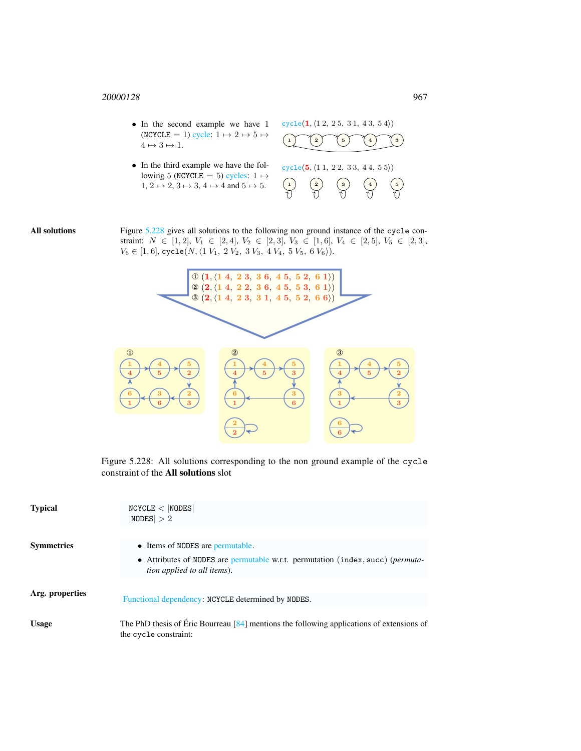- In the second example we have 1 (NCYCLE = 1) cycle: $1 \mapsto 2 \mapsto 5 \mapsto 4 \mapsto 3 \mapsto 1$.

cycle(**1**, ⟨1 2, 2 5, 3 1, 4 3, 5 4⟩)

- In the third example we have the following 5 (NCYCLE = 5) cycles: $1 \mapsto 1$, $2 \mapsto 2$, $3 \mapsto 3$, $4 \mapsto 4$ and $5 \mapsto 5$.

cycle(**5**, ⟨1 1, 2 2, 3 3, 4 4, 5 5⟩)

**All solutions**

Figure 5.228 gives all solutions to the following non ground instance of the cycle constraint: $N \in [1, 2]$, $V_1 \in [2, 4]$, $V_2 \in [2, 3]$, $V_3 \in [1, 6]$, $V_4 \in [2, 5]$, $V_5 \in [2, 3]$, $V_6 \in [1, 6]$, cycle($N$, ⟨1 $V_1$, 2 $V_2$, 3 $V_3$, 4 $V_4$, 5 $V_5$, 6 $V_6$⟩).

① (**1**, ⟨1 4, 2 3, 3 6, 4 5, 5 2, 6 1⟩)
② (**2**, ⟨1 4, 2 2, 3 6, 4 5, 5 3, 6 1⟩)
③ (**2**, ⟨1 4, 2 3, 3 1, 4 5, 5 2, 6 6⟩)

Figure 5.228: All solutions corresponding to the non ground example of the cycle constraint of the **All solutions** slot

**Typical**

NCYCLE < |NODES|
|NODES| > 2

**Symmetries**

- Items of NODES are permutable.
- Attributes of NODES are permutable w.r.t. permutation (index, succ) (*permutation applied to all items*).

**Arg. properties**

Functional dependency: NCYCLE determined by NODES.

**Usage**

The PhD thesis of Éric Bourreau [84] mentions the following applications of extensions of the cycle constraint: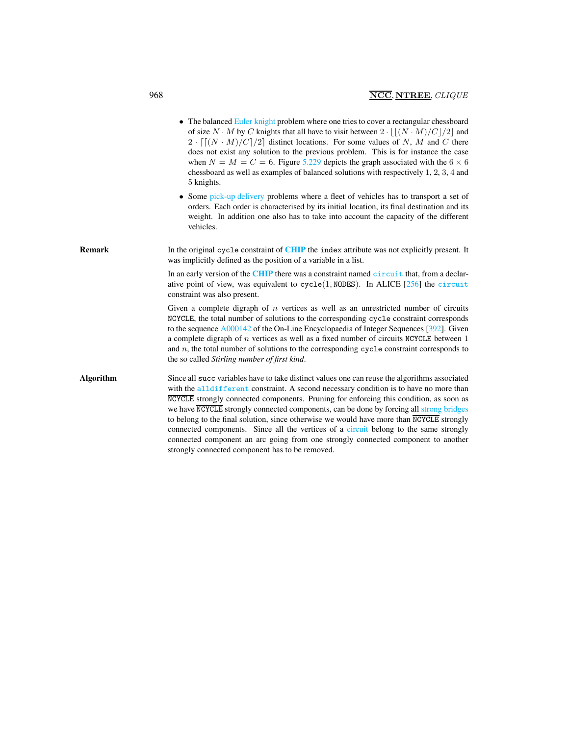- The balanced Euler knight problem where one tries to cover a rectangular chessboard of size $N \cdot M$ by $C$ knights that all have to visit between $2 \cdot \lfloor\lfloor(N \cdot M)/C\rfloor/2\rfloor$ and $2 \cdot \lceil\lceil(N \cdot M)/C\rceil/2\rceil$ distinct locations. For some values of $N$, $M$ and $C$ there does not exist any solution to the previous problem. This is for instance the case when $N = M = C = 6$. Figure 5.229 depicts the graph associated with the $6 \times 6$ chessboard as well as examples of balanced solutions with respectively 1, 2, 3, 4 and 5 knights.
- Some pick-up delivery problems where a fleet of vehicles has to transport a set of orders. Each order is characterised by its initial location, its final destination and its weight. In addition one also has to take into account the capacity of the different vehicles.

**Remark**

In the original `cycle` constraint of **CHIP** the `index` attribute was not explicitly present. It was implicitly defined as the position of a variable in a list.

In an early version of the **CHIP** there was a constraint named `circuit` that, from a declarative point of view, was equivalent to `cycle(1, NODES)`. In ALICE [256] the `circuit` constraint was also present.

Given a complete digraph of $n$ vertices as well as an unrestricted number of circuits `NCYCLE`, the total number of solutions to the corresponding `cycle` constraint corresponds to the sequence A000142 of the On-Line Encyclopaedia of Integer Sequences [392]. Given a complete digraph of $n$ vertices as well as a fixed number of circuits `NCYCLE` between 1 and $n$, the total number of solutions to the corresponding `cycle` constraint corresponds to the so called *Stirling number of first kind*.

**Algorithm**

Since all `succ` variables have to take distinct values one can reuse the algorithms associated with the `alldifferent` constraint. A second necessary condition is to have no more than $\overline{\texttt{NCYCLE}}$ strongly connected components. Pruning for enforcing this condition, as soon as we have $\overline{\texttt{NCYCLE}}$ strongly connected components, can be done by forcing all strong bridges to belong to the final solution, since otherwise we would have more than $\overline{\texttt{NCYCLE}}$ strongly connected components. Since all the vertices of a circuit belong to the same strongly connected component an arc going from one strongly connected component to another strongly connected component has to be removed.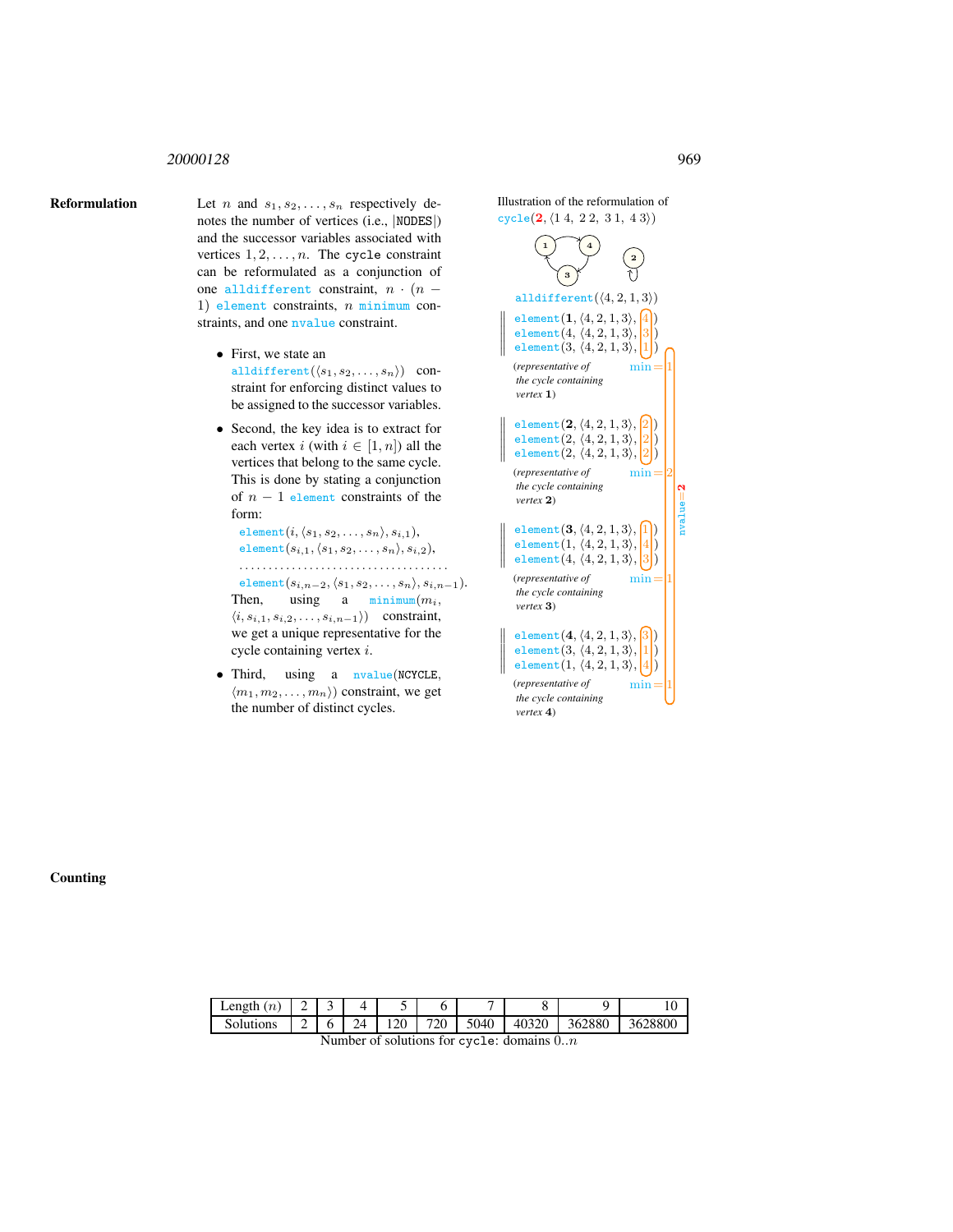## Reformulation

Let $n$ and $s_1, s_2, \ldots, s_n$ respectively denotes the number of vertices (i.e., |NODES|) and the successor variables associated with vertices $1, 2, \ldots, n$. The cycle constraint can be reformulated as a conjunction of one alldifferent constraint, $n \cdot (n-1)$ element constraints, $n$ minimum constraints, and one nvalue constraint.

- First, we state an alldifferent($\langle s_1, s_2, \ldots, s_n \rangle$) constraint for enforcing distinct values to be assigned to the successor variables.
- Second, the key idea is to extract for each vertex $i$ (with $i \in [1, n]$) all the vertices that belong to the same cycle. This is done by stating a conjunction of $n-1$ element constraints of the form:

  element($i, \langle s_1, s_2, \ldots, s_n \rangle, s_{i,1}$),
  element($s_{i,1}, \langle s_1, s_2, \ldots, s_n \rangle, s_{i,2}$),
  ......................................
  element($s_{i,n-2}, \langle s_1, s_2, \ldots, s_n \rangle, s_{i,n-1}$).

  Then, using a minimum($m_i$, $\langle i, s_{i,1}, s_{i,2}, \ldots, s_{i,n-1} \rangle$) constraint, we get a unique representative for the cycle containing vertex $i$.
- Third, using a nvalue(NCYCLE, $\langle m_1, m_2, \ldots, m_n \rangle$) constraint, we get the number of distinct cycles.

Illustration of the reformulation of cycle(**2**, ⟨1 4, 2 2, 3 1, 4 3⟩)

alldifferent(⟨4, 2, 1, 3⟩)

element(**1**, ⟨4, 2, 1, 3⟩, 4)
element(4, ⟨4, 2, 1, 3⟩, 3)
element(3, ⟨4, 2, 1, 3⟩, 1)
*(representative of the cycle containing vertex* **1***)* min = 1

element(**2**, ⟨4, 2, 1, 3⟩, 2)
element(2, ⟨4, 2, 1, 3⟩, 2)
element(2, ⟨4, 2, 1, 3⟩, 2)
*(representative of the cycle containing vertex* **2***)* min = 2

element(**3**, ⟨4, 2, 1, 3⟩, 1)
element(1, ⟨4, 2, 1, 3⟩, 4)
element(4, ⟨4, 2, 1, 3⟩, 3)
*(representative of the cycle containing vertex* **3***)* min = 1

element(**4**, ⟨4, 2, 1, 3⟩, 3)
element(3, ⟨4, 2, 1, 3⟩, 1)
element(1, ⟨4, 2, 1, 3⟩, 4)
*(representative of the cycle containing vertex* **4***)* min = 1

nvalue = **2**

## Counting

| Length ($n$) | 2 | 3 | 4 | 5 | 6 | 7 | 8 | 9 | 10 |
|---|---|---|---|---|---|---|---|---|---|
| Solutions | 2 | 6 | 24 | 120 | 720 | 5040 | 40320 | 362880 | 3628800 |

Number of solutions for cycle: domains $0..n$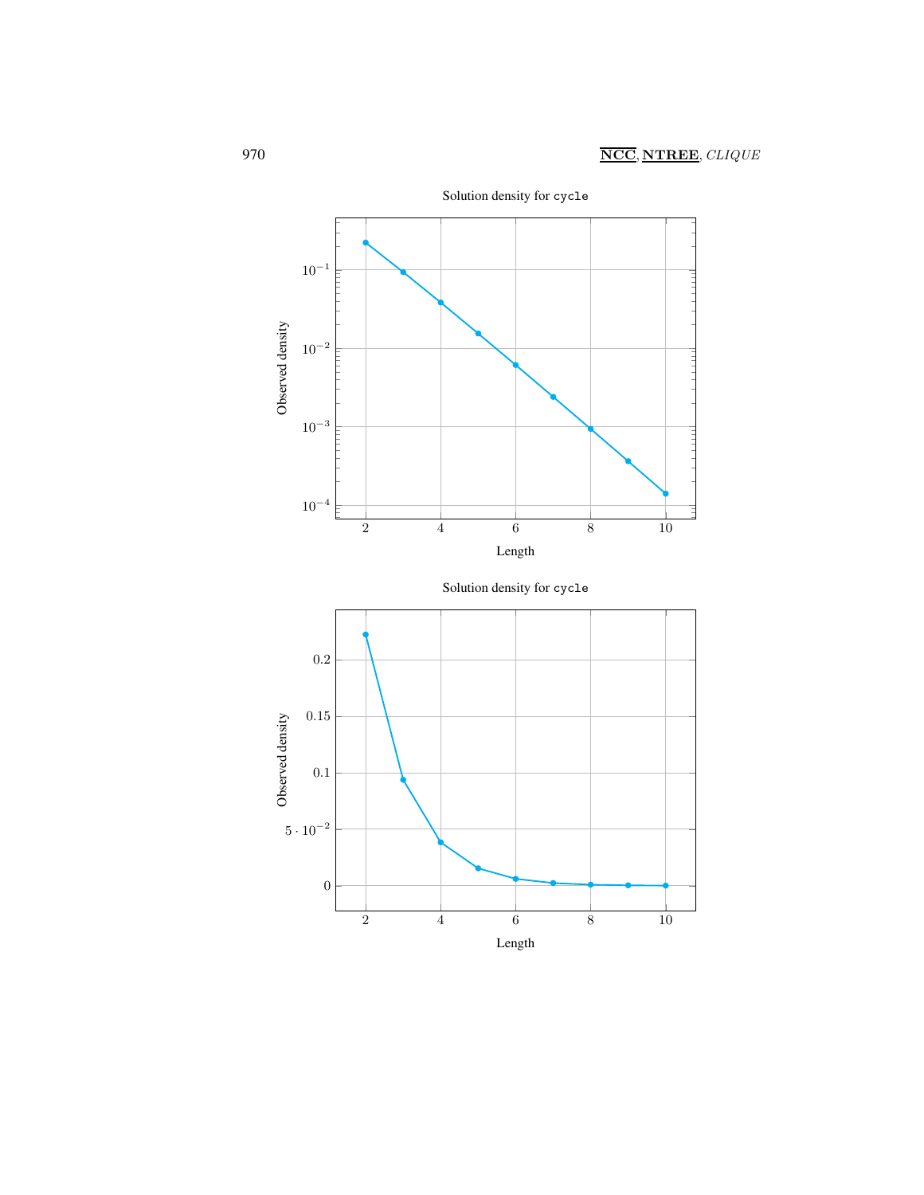Solution density for `cycle`

Solution density for `cycle`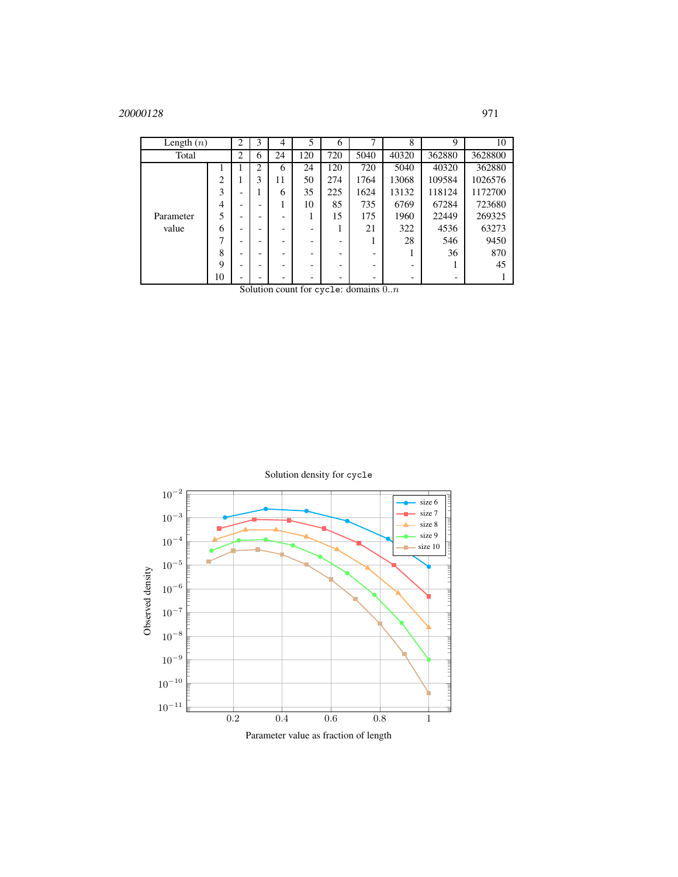| Length ($n$) | | 2 | 3 | 4 | 5 | 6 | 7 | 8 | 9 | 10 |
|---|---|---|---|---|---|---|---|---|---|---|
| Total | | 2 | 6 | 24 | 120 | 720 | 5040 | 40320 | 362880 | 3628800 |
| Parameter value | 1 | 1 | 2 | 6 | 24 | 120 | 720 | 5040 | 40320 | 362880 |
| | 2 | 1 | 3 | 11 | 50 | 274 | 1764 | 13068 | 109584 | 1026576 |
| | 3 | - | 1 | 6 | 35 | 225 | 1624 | 13132 | 118124 | 1172700 |
| | 4 | - | - | 1 | 10 | 85 | 735 | 6769 | 67284 | 723680 |
| | 5 | - | - | - | 1 | 15 | 175 | 1960 | 22449 | 269325 |
| | 6 | - | - | - | - | 1 | 21 | 322 | 4536 | 63273 |
| | 7 | - | - | - | - | - | 1 | 28 | 546 | 9450 |
| | 8 | - | - | - | - | - | - | 1 | 36 | 870 |
| | 9 | - | - | - | - | - | - | - | 1 | 45 |
| | 10 | - | - | - | - | - | - | - | - | 1 |

Solution count for `cycle`: domains $0..n$

Solution density for `cycle`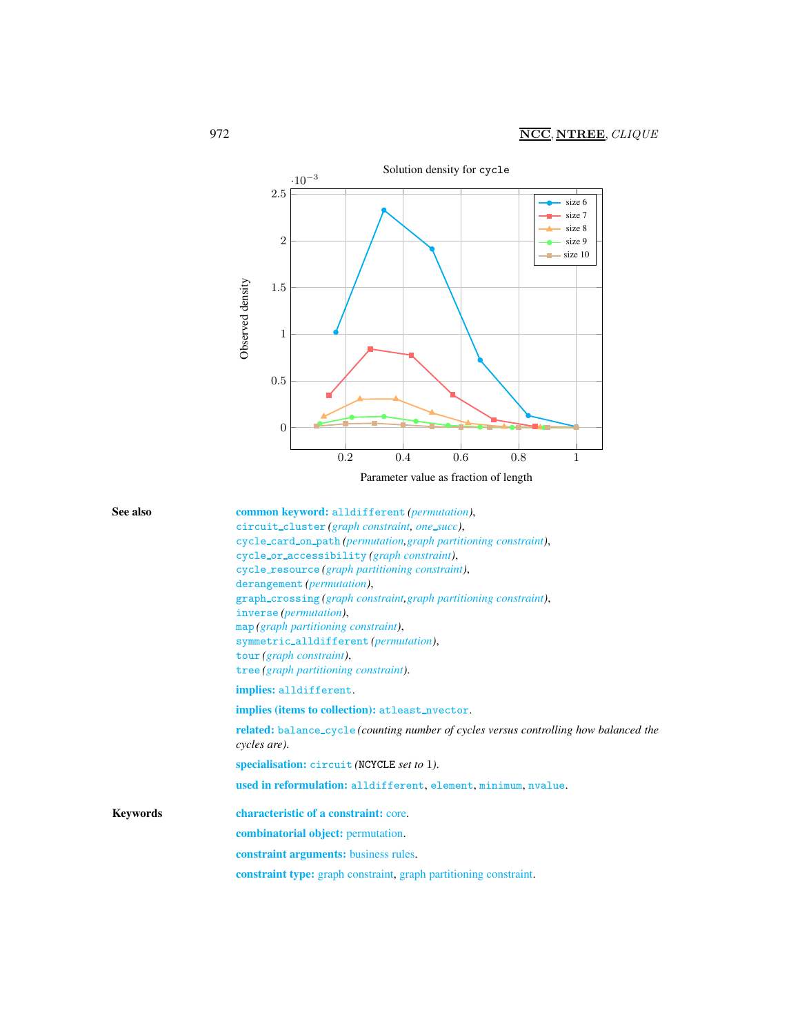Solution density for `cycle`

**See also**

**common keyword:** `alldifferent` *(permutation)*,
`circuit_cluster` *(graph constraint, one_succ)*,
`cycle_card_on_path` *(permutation, graph partitioning constraint)*,
`cycle_or_accessibility` *(graph constraint)*,
`cycle_resource` *(graph partitioning constraint)*,
`derangement` *(permutation)*,
`graph_crossing` *(graph constraint, graph partitioning constraint)*,
`inverse` *(permutation)*,
`map` *(graph partitioning constraint)*,
`symmetric_alldifferent` *(permutation)*,
`tour` *(graph constraint)*,
`tree` *(graph partitioning constraint)*.

**implies:** `alldifferent`.

**implies (items to collection):** `atleast_nvector`.

**related:** `balance_cycle` *(counting number of cycles versus controlling how balanced the cycles are)*.

**specialisation:** `circuit` *(*`NCYCLE` *set to* 1*)*.

**used in reformulation:** `alldifferent`, `element`, `minimum`, `nvalue`.

**Keywords**

**characteristic of a constraint:** core.

**combinatorial object:** permutation.

**constraint arguments:** business rules.

**constraint type:** graph constraint, graph partitioning constraint.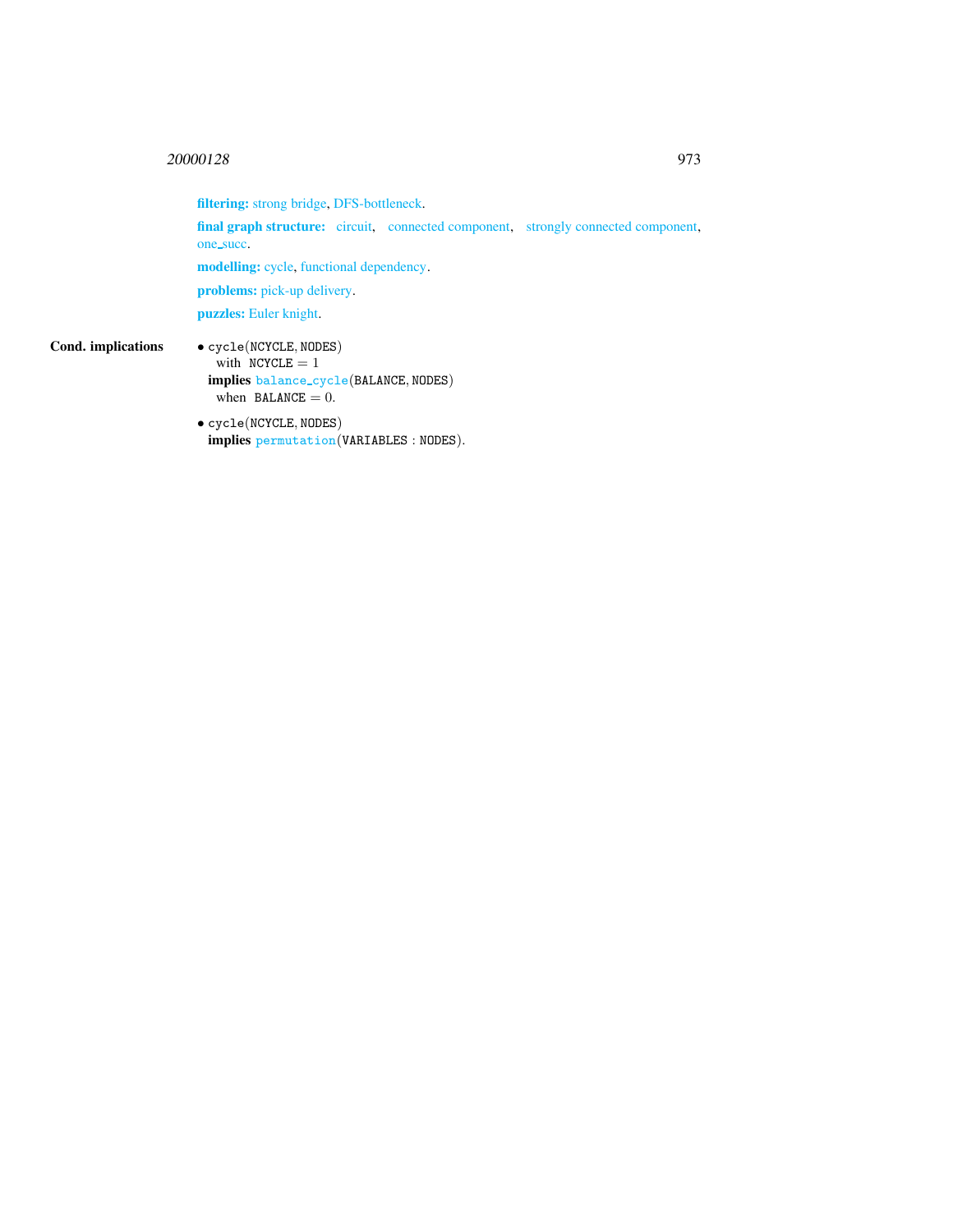**filtering:** strong bridge, DFS-bottleneck.

**final graph structure:** circuit, connected component, strongly connected component, one_succ.

**modelling:** cycle, functional dependency.

**problems:** pick-up delivery.

**puzzles:** Euler knight.

**Cond. implications**

- `cycle`(NCYCLE, NODES)
  with NCYCLE $= 1$
  **implies** `balance_cycle`(BALANCE, NODES)
  when BALANCE $= 0$.

- `cycle`(NCYCLE, NODES)
  **implies** `permutation`(VARIABLES : NODES).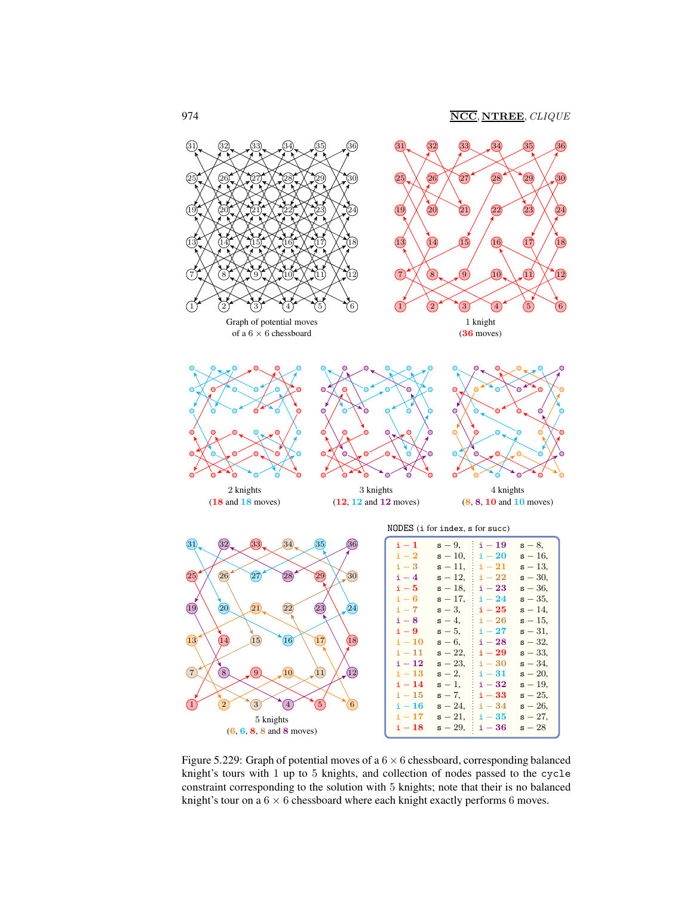Graph of potential moves of a $6 \times 6$ chessboard

1 knight (**36** moves)

2 knights (**18** and **18** moves)

3 knights (**12**, **12** and **12** moves)

4 knights (**8**, **8**, **10** and **10** moves)

5 knights (**6**, **6**, **8**, **8** and **8** moves)

NODES (i for index, s for succ)

| | | | |
|---|---|---|---|
| i − **1** | s − 9, | i − **19** | s − 8, |
| i − **2** | s − 10, | i − **20** | s − 16, |
| i − **3** | s − 11, | i − **21** | s − 13, |
| i − **4** | s − 12, | i − **22** | s − 30, |
| i − **5** | s − 18, | i − **23** | s − 36, |
| i − **6** | s − 17, | i − **24** | s − 35, |
| i − **7** | s − 3, | i − **25** | s − 14, |
| i − **8** | s − 4, | i − **26** | s − 15, |
| i − **9** | s − 5, | i − **27** | s − 31, |
| i − **10** | s − 6, | i − **28** | s − 32, |
| i − **11** | s − 22, | i − **29** | s − 33, |
| i − **12** | s − 23, | i − **30** | s − 34, |
| i − **13** | s − 2, | i − **31** | s − 20, |
| i − **14** | s − 1, | i − **32** | s − 19, |
| i − **15** | s − 7, | i − **33** | s − 25, |
| i − **16** | s − 24, | i − **34** | s − 26, |
| i − **17** | s − 21, | i − **35** | s − 27, |
| i − **18** | s − 29, | i − **36** | s − 28 |

Figure 5.229: Graph of potential moves of a $6 \times 6$ chessboard, corresponding balanced knight's tours with 1 up to 5 knights, and collection of nodes passed to the `cycle` constraint corresponding to the solution with 5 knights; note that their is no balanced knight's tour on a $6 \times 6$ chessboard where each knight exactly performs 6 moves.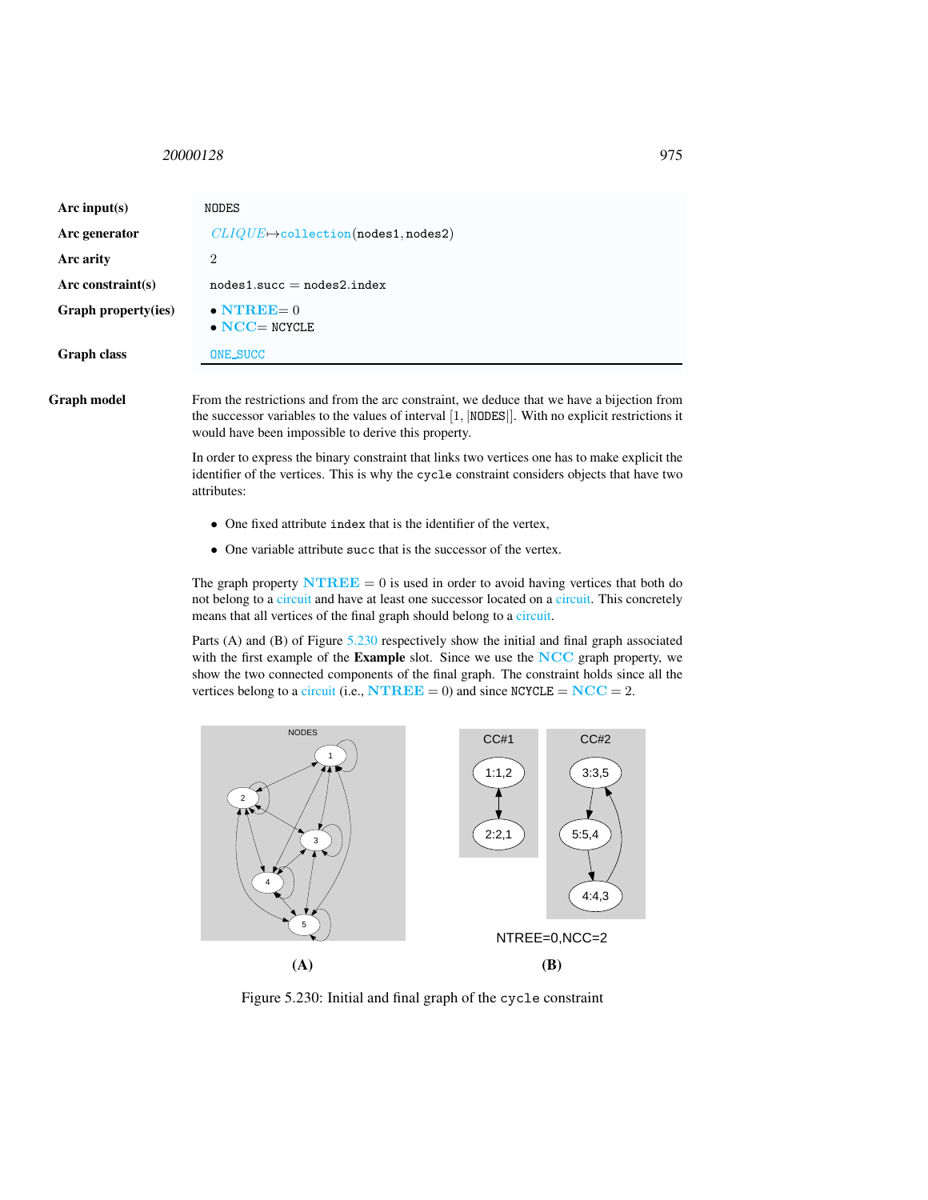| | |
|---|---|
| **Arc input(s)** | NODES |
| **Arc generator** | *CLIQUE* ↦ collection(nodes1, nodes2) |
| **Arc arity** | 2 |
| **Arc constraint(s)** | nodes1.succ = nodes2.index |
| **Graph property(ies)** | • **NTREE** = 0<br>• **NCC** = NCYCLE |
| **Graph class** | ONE_SUCC |

**Graph model**

From the restrictions and from the arc constraint, we deduce that we have a bijection from the successor variables to the values of interval $[1, |\text{NODES}|]$. With no explicit restrictions it would have been impossible to derive this property.

In order to express the binary constraint that links two vertices one has to make explicit the identifier of the vertices. This is why the cycle constraint considers objects that have two attributes:

- One fixed attribute index that is the identifier of the vertex,
- One variable attribute succ that is the successor of the vertex.

The graph property **NTREE** $= 0$ is used in order to avoid having vertices that both do not belong to a circuit and have at least one successor located on a circuit. This concretely means that all vertices of the final graph should belong to a circuit.

Parts (A) and (B) of Figure 5.230 respectively show the initial and final graph associated with the first example of the **Example** slot. Since we use the **NCC** graph property, we show the two connected components of the final graph. The constraint holds since all the vertices belong to a circuit (i.e., **NTREE** $= 0$) and since NCYCLE $=$ **NCC** $= 2$.

Figure 5.230: Initial and final graph of the cycle constraint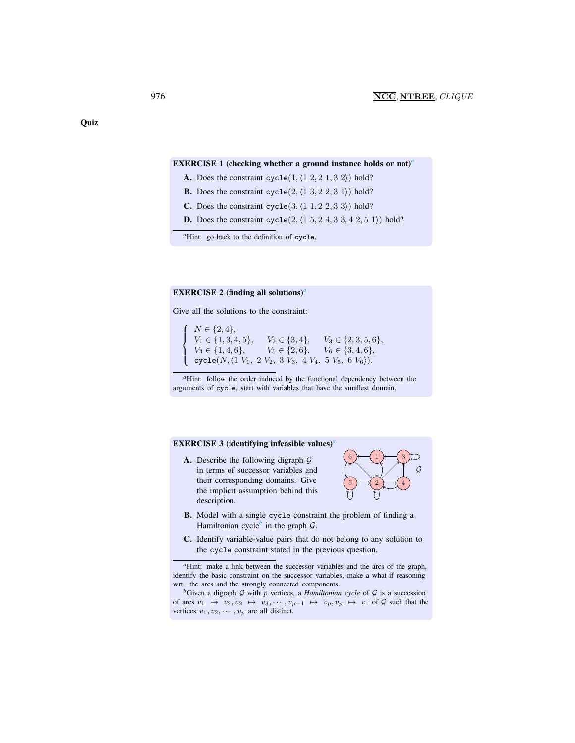**Quiz**

**EXERCISE 1 (checking whether a ground instance holds or not)**[a]

**A.** Does the constraint $\texttt{cycle}(1, \langle 1\ 2, 2\ 1, 3\ 2\rangle)$ hold?

**B.** Does the constraint $\texttt{cycle}(2, \langle 1\ 3, 2\ 2, 3\ 1\rangle)$ hold?

**C.** Does the constraint $\texttt{cycle}(3, \langle 1\ 1, 2\ 2, 3\ 3\rangle)$ hold?

**D.** Does the constraint $\texttt{cycle}(2, \langle 1\ 5, 2\ 4, 3\ 3, 4\ 2, 5\ 1\rangle)$ hold?

[a] Hint: go back to the definition of `cycle`.

**EXERCISE 2 (finding all solutions)**[a]

Give all the solutions to the constraint:

$$\begin{cases} N \in \{2, 4\}, \\ V_1 \in \{1, 3, 4, 5\}, \quad V_2 \in \{3, 4\}, \quad V_3 \in \{2, 3, 5, 6\}, \\ V_4 \in \{1, 4, 6\}, \quad V_5 \in \{2, 6\}, \quad V_6 \in \{3, 4, 6\}, \\ \texttt{cycle}(N, \langle 1\ V_1,\ 2\ V_2,\ 3\ V_3,\ 4\ V_4,\ 5\ V_5,\ 6\ V_6\rangle). \end{cases}$$

[a] Hint: follow the order induced by the functional dependency between the arguments of `cycle`, start with variables that have the smallest domain.

**EXERCISE 3 (identifying infeasible values)**[a]

**A.** Describe the following digraph $\mathcal{G}$ in terms of successor variables and their corresponding domains. Give the implicit assumption behind this description.

**B.** Model with a single `cycle` constraint the problem of finding a Hamiltonian cycle[b] in the graph $\mathcal{G}$.

**C.** Identify variable-value pairs that do not belong to any solution to the `cycle` constraint stated in the previous question.

[a] Hint: make a link between the successor variables and the arcs of the graph, identify the basic constraint on the successor variables, make a what-if reasoning wrt. the arcs and the strongly connected components.

[b] Given a digraph $\mathcal{G}$ with $p$ vertices, a *Hamiltonian cycle* of $\mathcal{G}$ is a succession of arcs $v_1 \mapsto v_2, v_2 \mapsto v_3, \cdots, v_{p-1} \mapsto v_p, v_p \mapsto v_1$ of $\mathcal{G}$ such that the vertices $v_1, v_2, \cdots, v_p$ are all distinct.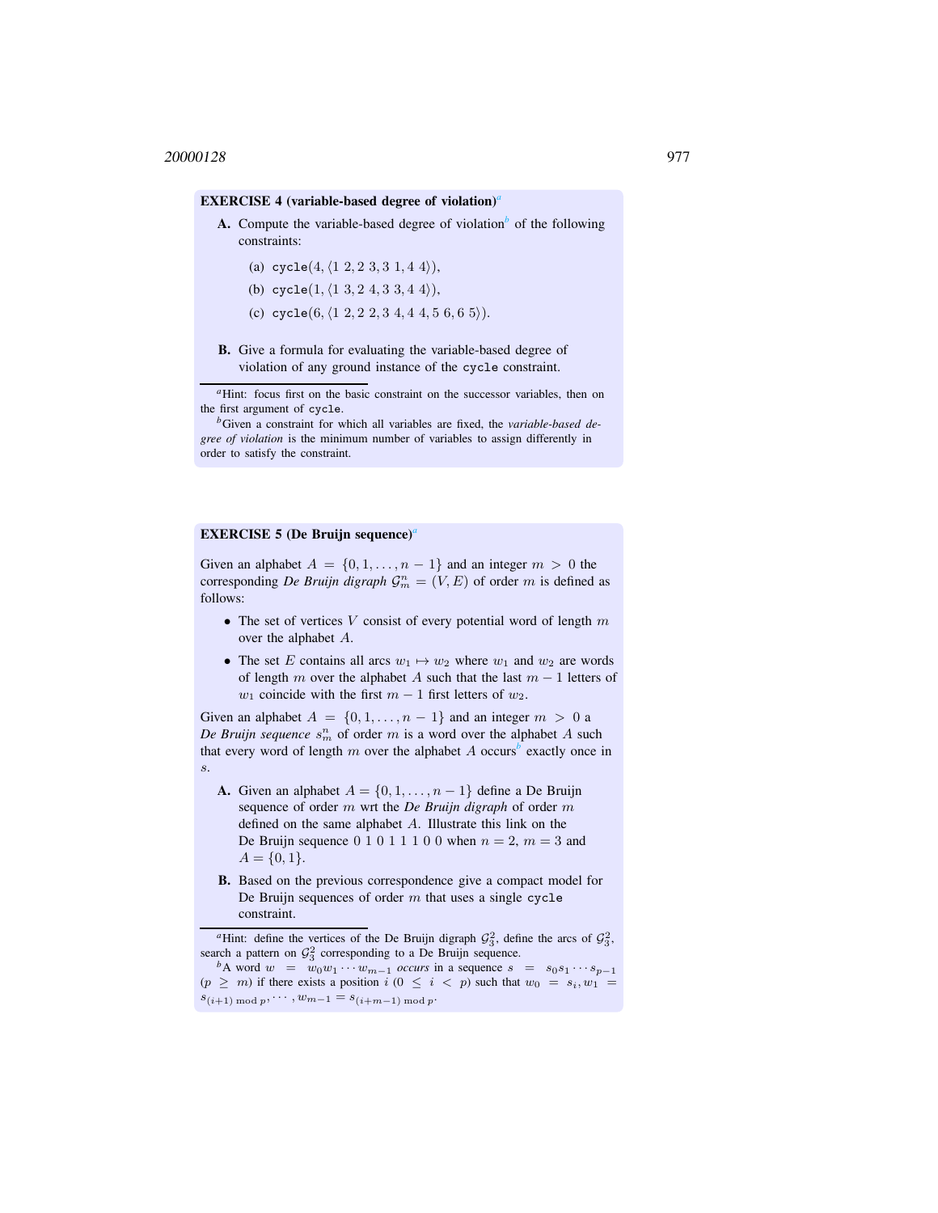**EXERCISE 4 (variable-based degree of violation)**[a]

**A.** Compute the variable-based degree of violation[b] of the following constraints:

(a) `cycle`$(4, \langle 1\ 2, 2\ 3, 3\ 1, 4\ 4\rangle)$,

(b) `cycle`$(1, \langle 1\ 3, 2\ 4, 3\ 3, 4\ 4\rangle)$,

(c) `cycle`$(6, \langle 1\ 2, 2\ 2, 3\ 4, 4\ 4, 5\ 6, 6\ 5\rangle)$.

**B.** Give a formula for evaluating the variable-based degree of violation of any ground instance of the `cycle` constraint.

[a] Hint: focus first on the basic constraint on the successor variables, then on the first argument of `cycle`.

[b] Given a constraint for which all variables are fixed, the *variable-based degree of violation* is the minimum number of variables to assign differently in order to satisfy the constraint.

**EXERCISE 5 (De Bruijn sequence)**[a]

Given an alphabet $A = \{0, 1, \ldots, n-1\}$ and an integer $m > 0$ the corresponding *De Bruijn digraph* $\mathcal{G}_m^n = (V, E)$ of order $m$ is defined as follows:

- The set of vertices $V$ consist of every potential word of length $m$ over the alphabet $A$.
- The set $E$ contains all arcs $w_1 \mapsto w_2$ where $w_1$ and $w_2$ are words of length $m$ over the alphabet $A$ such that the last $m-1$ letters of $w_1$ coincide with the first $m-1$ first letters of $w_2$.

Given an alphabet $A = \{0, 1, \ldots, n-1\}$ and an integer $m > 0$ a *De Bruijn sequence* $s_m^n$ of order $m$ is a word over the alphabet $A$ such that every word of length $m$ over the alphabet $A$ occurs[b] exactly once in $s$.

**A.** Given an alphabet $A = \{0, 1, \ldots, n-1\}$ define a De Bruijn sequence of order $m$ wrt the *De Bruijn digraph* of order $m$ defined on the same alphabet $A$. Illustrate this link on the De Bruijn sequence 0 1 0 1 1 1 0 0 when $n = 2$, $m = 3$ and $A = \{0, 1\}$.

**B.** Based on the previous correspondence give a compact model for De Bruijn sequences of order $m$ that uses a single `cycle` constraint.

[a] Hint: define the vertices of the De Bruijn digraph $\mathcal{G}_3^2$, define the arcs of $\mathcal{G}_3^2$, search a pattern on $\mathcal{G}_3^2$ corresponding to a De Bruijn sequence.

[b] A word $w = w_0 w_1 \cdots w_{m-1}$ *occurs* in a sequence $s = s_0 s_1 \cdots s_{p-1}$ $(p \geq m)$ if there exists a position $i$ $(0 \leq i < p)$ such that $w_0 = s_i, w_1 = s_{(i+1) \bmod p}, \cdots, w_{m-1} = s_{(i+m-1) \bmod p}$.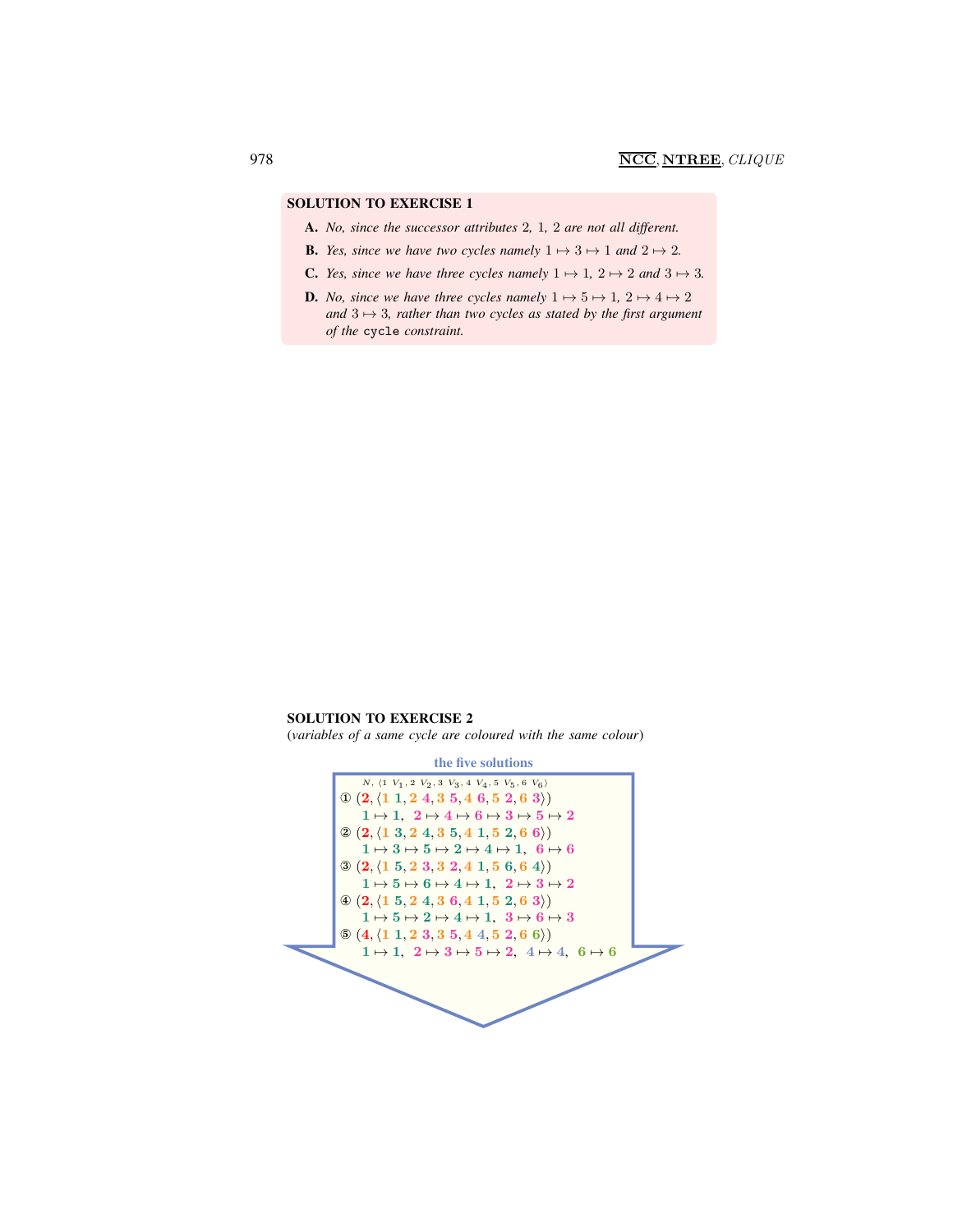## SOLUTION TO EXERCISE 1

**A.** *No, since the successor attributes 2, 1, 2 are not all different.*

**B.** *Yes, since we have two cycles namely $1 \mapsto 3 \mapsto 1$ and $2 \mapsto 2$.*

**C.** *Yes, since we have three cycles namely $1 \mapsto 1$, $2 \mapsto 2$ and $3 \mapsto 3$.*

**D.** *No, since we have three cycles namely $1 \mapsto 5 \mapsto 1$, $2 \mapsto 4 \mapsto 2$ and $3 \mapsto 3$, rather than two cycles as stated by the first argument of the* `cycle` *constraint.*

## SOLUTION TO EXERCISE 2

(*variables of a same cycle are coloured with the same colour*)

**the five solutions**

$N, \langle 1\ V_1, 2\ V_2, 3\ V_3, 4\ V_4, 5\ V_5, 6\ V_6\rangle$

① $(\mathbf{2}, \langle 1\ \mathbf{1}, 2\ \mathbf{4}, 3\ \mathbf{5}, 4\ \mathbf{6}, 5\ \mathbf{2}, 6\ \mathbf{3}\rangle)$
$\mathbf{1} \mapsto \mathbf{1},\ \mathbf{2} \mapsto \mathbf{4} \mapsto \mathbf{6} \mapsto \mathbf{3} \mapsto \mathbf{5} \mapsto \mathbf{2}$

② $(\mathbf{2}, \langle 1\ \mathbf{3}, 2\ \mathbf{4}, 3\ \mathbf{5}, 4\ \mathbf{1}, 5\ \mathbf{2}, 6\ \mathbf{6}\rangle)$
$\mathbf{1} \mapsto \mathbf{3} \mapsto \mathbf{5} \mapsto \mathbf{2} \mapsto \mathbf{4} \mapsto \mathbf{1},\ \mathbf{6} \mapsto \mathbf{6}$

③ $(\mathbf{2}, \langle 1\ \mathbf{5}, 2\ \mathbf{3}, 3\ \mathbf{2}, 4\ \mathbf{1}, 5\ \mathbf{6}, 6\ \mathbf{4}\rangle)$
$\mathbf{1} \mapsto \mathbf{5} \mapsto \mathbf{6} \mapsto \mathbf{4} \mapsto \mathbf{1},\ \mathbf{2} \mapsto \mathbf{3} \mapsto \mathbf{2}$

④ $(\mathbf{2}, \langle 1\ \mathbf{5}, 2\ \mathbf{4}, 3\ \mathbf{6}, 4\ \mathbf{1}, 5\ \mathbf{2}, 6\ \mathbf{3}\rangle)$
$\mathbf{1} \mapsto \mathbf{5} \mapsto \mathbf{2} \mapsto \mathbf{4} \mapsto \mathbf{1},\ \mathbf{3} \mapsto \mathbf{6} \mapsto \mathbf{3}$

⑤ $(\mathbf{4}, \langle 1\ \mathbf{1}, 2\ \mathbf{3}, 3\ \mathbf{5}, 4\ \mathbf{4}, 5\ \mathbf{2}, 6\ \mathbf{6}\rangle)$
$\mathbf{1} \mapsto \mathbf{1},\ \mathbf{2} \mapsto \mathbf{3} \mapsto \mathbf{5} \mapsto \mathbf{2},\ \mathbf{4} \mapsto \mathbf{4},\ \mathbf{6} \mapsto \mathbf{6}$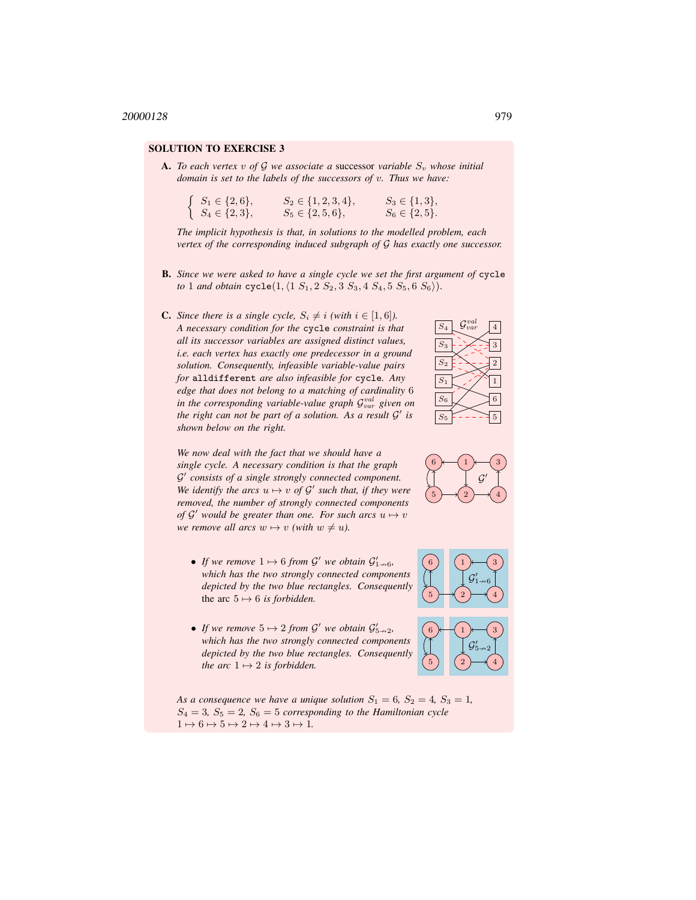**SOLUTION TO EXERCISE 3**

**A.** *To each vertex $v$ of $\mathcal{G}$ we associate a* successor *variable $S_v$ whose initial domain is set to the labels of the successors of $v$. Thus we have:*

$$\begin{cases} S_1 \in \{2,6\}, & S_2 \in \{1,2,3,4\}, & S_3 \in \{1,3\}, \\ S_4 \in \{2,3\}, & S_5 \in \{2,5,6\}, & S_6 \in \{2,5\}. \end{cases}$$

*The implicit hypothesis is that, in solutions to the modelled problem, each vertex of the corresponding induced subgraph of $\mathcal{G}$ has exactly one successor.*

**B.** *Since we were asked to have a single cycle we set the first argument of* `cycle` *to 1 and obtain* $\texttt{cycle}(1, \langle 1\ S_1, 2\ S_2, 3\ S_3, 4\ S_4, 5\ S_5, 6\ S_6 \rangle)$.

**C.** *Since there is a single cycle, $S_i \neq i$ (with $i \in [1,6]$). A necessary condition for the* `cycle` *constraint is that all its successor variables are assigned distinct values, i.e. each vertex has exactly one predecessor in a ground solution. Consequently, infeasible variable-value pairs for* `alldifferent` *are also infeasible for* `cycle`*. Any edge that does not belong to a matching of cardinality 6 in the corresponding variable-value graph $\mathcal{G}_{var}^{val}$ given on the right can not be part of a solution. As a result $\mathcal{G}'$ is shown below on the right.*

*We now deal with the fact that we should have a single cycle. A necessary condition is that the graph $\mathcal{G}'$ consists of a single strongly connected component. We identify the arcs $u \mapsto v$ of $\mathcal{G}'$ such that, if they were removed, the number of strongly connected components of $\mathcal{G}'$ would be greater than one. For such arcs $u \mapsto v$ we remove all arcs $w \mapsto v$ (with $w \neq u$).*

- *If we remove $1 \mapsto 6$ from $\mathcal{G}'$ we obtain $\mathcal{G}'_{1 \not\mapsto 6}$, which has the two strongly connected components depicted by the two blue rectangles. Consequently* the arc $5 \mapsto 6$ *is forbidden.*

- *If we remove $5 \mapsto 2$ from $\mathcal{G}'$ we obtain $\mathcal{G}'_{5 \not\mapsto 2}$, which has the two strongly connected components depicted by the two blue rectangles. Consequently the arc $1 \mapsto 2$ is forbidden.*

*As a consequence we have a unique solution $S_1 = 6$, $S_2 = 4$, $S_3 = 1$, $S_4 = 3$, $S_5 = 2$, $S_6 = 5$ corresponding to the Hamiltonian cycle $1 \mapsto 6 \mapsto 5 \mapsto 2 \mapsto 4 \mapsto 3 \mapsto 1$.*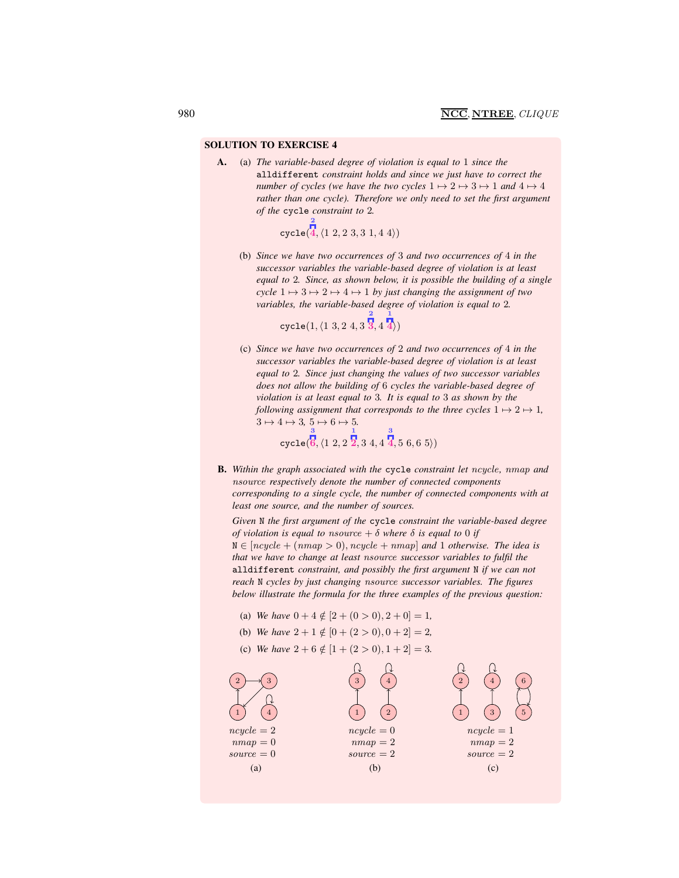**SOLUTION TO EXERCISE 4**

**A.** (a) *The variable-based degree of violation is equal to 1 since the* `alldifferent` *constraint holds and since we just have to correct the number of cycles (we have the two cycles $1 \mapsto 2 \mapsto 3 \mapsto 1$ and $4 \mapsto 4$ rather than one cycle). Therefore we only need to set the first argument of the* `cycle` *constraint to 2.*

$$\texttt{cycle}(\overset{2}{4}, \langle 1\ 2, 2\ 3, 3\ 1, 4\ 4\rangle)$$

(b) *Since we have two occurrences of 3 and two occurrences of 4 in the successor variables the variable-based degree of violation is at least equal to 2. Since, as shown below, it is possible the building of a single cycle $1 \mapsto 3 \mapsto 2 \mapsto 4 \mapsto 1$ by just changing the assignment of two variables, the variable-based degree of violation is equal to 2.*

$$\texttt{cycle}(1, \langle 1\ 3, 2\ 4, 3\ \overset{2}{3}, 4\ \overset{1}{4}\rangle)$$

(c) *Since we have two occurrences of 2 and two occurrences of 4 in the successor variables the variable-based degree of violation is at least equal to 2. Since just changing the values of two successor variables does not allow the building of 6 cycles the variable-based degree of violation is at least equal to 3. It is equal to 3 as shown by the following assignment that corresponds to the three cycles $1 \mapsto 2 \mapsto 1$, $3 \mapsto 4 \mapsto 3$, $5 \mapsto 6 \mapsto 5$.*

$$\texttt{cycle}(\overset{3}{6}, \langle 1\ 2, 2\ \overset{1}{2}, 3\ 4, 4\ \overset{3}{4}, 5\ 6, 6\ 5\rangle)$$

**B.** *Within the graph associated with the* `cycle` *constraint let $ncycle$, $nmap$ and $nsource$ respectively denote the number of connected components corresponding to a single cycle, the number of connected components with at least one source, and the number of sources.*

*Given* `N` *the first argument of the* `cycle` *constraint the variable-based degree of violation is equal to $nsource + \delta$ where $\delta$ is equal to 0 if* `N` $\in [ncycle + (nmap > 0), ncycle + nmap]$ *and 1 otherwise. The idea is that we have to change at least $nsource$ successor variables to fulfil the* `alldifferent` *constraint, and possibly the first argument* `N` *if we can not reach* `N` *cycles by just changing $nsource$ successor variables. The figures below illustrate the formula for the three examples of the previous question:*

(a) *We have $0 + 4 \notin [2 + (0 > 0), 2 + 0] = 1$,*

(b) *We have $2 + 1 \notin [0 + (2 > 0), 0 + 2] = 2$,*

(c) *We have $2 + 6 \notin [1 + (2 > 0), 1 + 2] = 3$.*

(a) $ncycle = 2$, $nmap = 0$, $source = 0$

(b) $ncycle = 0$, $nmap = 2$, $source = 2$

(c) $ncycle = 1$, $nmap = 2$, $source = 2$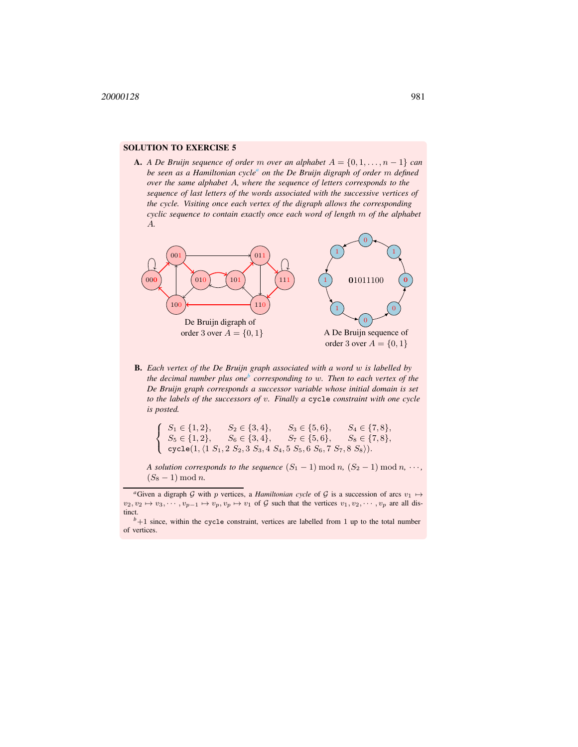**SOLUTION TO EXERCISE 5**

**A.** *A De Bruijn sequence of order $m$ over an alphabet $A = \{0, 1, \ldots, n-1\}$ can be seen as a Hamiltonian cycle*[a] *on the De Bruijn digraph of order $m$ defined over the same alphabet $A$, where the sequence of letters corresponds to the sequence of last letters of the words associated with the successive vertices of the cycle. Visiting once each vertex of the digraph allows the corresponding cyclic sequence to contain exactly once each word of length $m$ of the alphabet $A$.*

000
001
010
101
011
111
100
110

De Bruijn digraph of order 3 over $A = \{0, 1\}$

0
1
1
1
0
1
0
0
01011100

A De Bruijn sequence of order 3 over $A = \{0, 1\}$

**B.** *Each vertex of the De Bruijn graph associated with a word $w$ is labelled by the decimal number plus one*[b] *corresponding to $w$. Then to each vertex of the De Bruijn graph corresponds a successor variable whose initial domain is set to the labels of the successors of $v$. Finally a* `cycle` *constraint with one cycle is posted.*

$$
\left\{
\begin{array}{llll}
S_1 \in \{1,2\}, & S_2 \in \{3,4\}, & S_3 \in \{5,6\}, & S_4 \in \{7,8\}, \\
S_5 \in \{1,2\}, & S_6 \in \{3,4\}, & S_7 \in \{5,6\}, & S_8 \in \{7,8\}, \\
\multicolumn{4}{l}{\texttt{cycle}(1, \langle 1\ S_1, 2\ S_2, 3\ S_3, 4\ S_4, 5\ S_5, 6\ S_6, 7\ S_7, 8\ S_8 \rangle).}
\end{array}
\right.
$$

*A solution corresponds to the sequence $(S_1 - 1) \bmod n$, $(S_2 - 1) \bmod n$, $\cdots$, $(S_8 - 1) \bmod n$.*

---

[a] Given a digraph $\mathcal{G}$ with $p$ vertices, a *Hamiltonian cycle* of $\mathcal{G}$ is a succession of arcs $v_1 \mapsto v_2, v_2 \mapsto v_3, \cdots, v_{p-1} \mapsto v_p, v_p \mapsto v_1$ of $\mathcal{G}$ such that the vertices $v_1, v_2, \cdots, v_p$ are all distinct.

[b] $+1$ since, within the `cycle` constraint, vertices are labelled from 1 up to the total number of vertices.